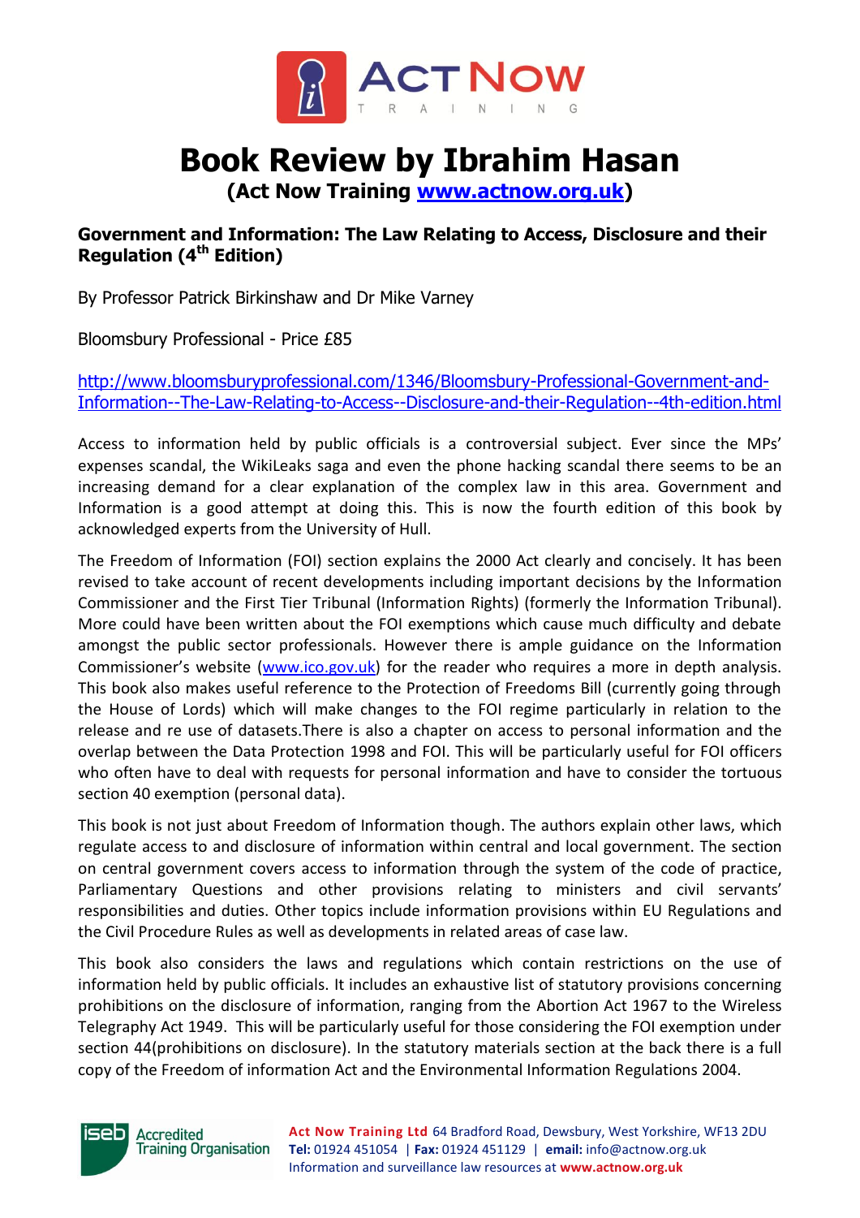# Book Review by Ibrahim Hasan

**(Act Now Training [www.actnow.org.uk](http://www.actnow.org.uk))**

**Government and Information: The Law Relating to Access, Disclosure and their Regulation (4th Edition)**

By Professor Patrick Birkinshaw and Dr Mike Varney

Bloomsbury Professional - Price £85

http://www.bloomsburyprofessional.com/1346/Bloomsbury-Professional-Government-and-Information--The-Law-Relating-to-Access--Disclosure-and-their-Regulation--4th-edition.html

Access to information held by public officials is a controversial subject. Ever since the MPs' expenses scandal, the WikiLeaks saga and even the phone hacking scandal there seems to be an increasing demand for a clear explanation of the complex law in this area. Government and Information is a good attempt at doing this. This is now the fourth edition of this book by acknowledged experts from the University of Hull.

The Freedom of Information (FOI) section explains the 2000 Act clearly and concisely. It has been revised to take account of recent developments including important decisions by the Information Commissioner and the First Tier Tribunal (Information Rights) (formerly the Information Tribunal). More could have been written about the FOI exemptions which cause much difficulty and debate amongst the public sector professionals. However there is ample guidance on the Information Commissioner's website ([www.ico.gov.uk](http://www.ico.gov.uk)) for the reader who requires a more in depth analysis. This book also makes useful reference to the Protection of Freedoms Bill (currently going through the House of Lords) which will make changes to the FOI regime particularly in relation to the release and re use of datasets.There is also a chapter on access to personal information and the overlap between the Data Protection 1998 and FOI. This will be particularly useful for FOI officers who often have to deal with requests for personal information and have to consider the tortuous section 40 exemption (personal data).

This book is not just about Freedom of Information though. The authors explain other laws, which regulate access to and disclosure of information within central and local government. The section on central government covers access to information through the system of the code of practice, Parliamentary Questions and other provisions relating to ministers and civil servants' responsibilities and duties. Other topics include information provisions within EU Regulations and the Civil Procedure Rules as well as developments in related areas of case law.

This book also considers the laws and regulations which contain restrictions on the use of information held by public officials. It includes an exhaustive list of statutory provisions concerning prohibitions on the disclosure of information, ranging from the Abortion Act 1967 to the Wireless Telegraphy Act 1949. This will be particularly useful for those considering the FOI exemption under section 44(prohibitions on disclosure). In the statutory materials section at the back there is a full copy of the Freedom of information Act and the Environmental Information Regulations 2004.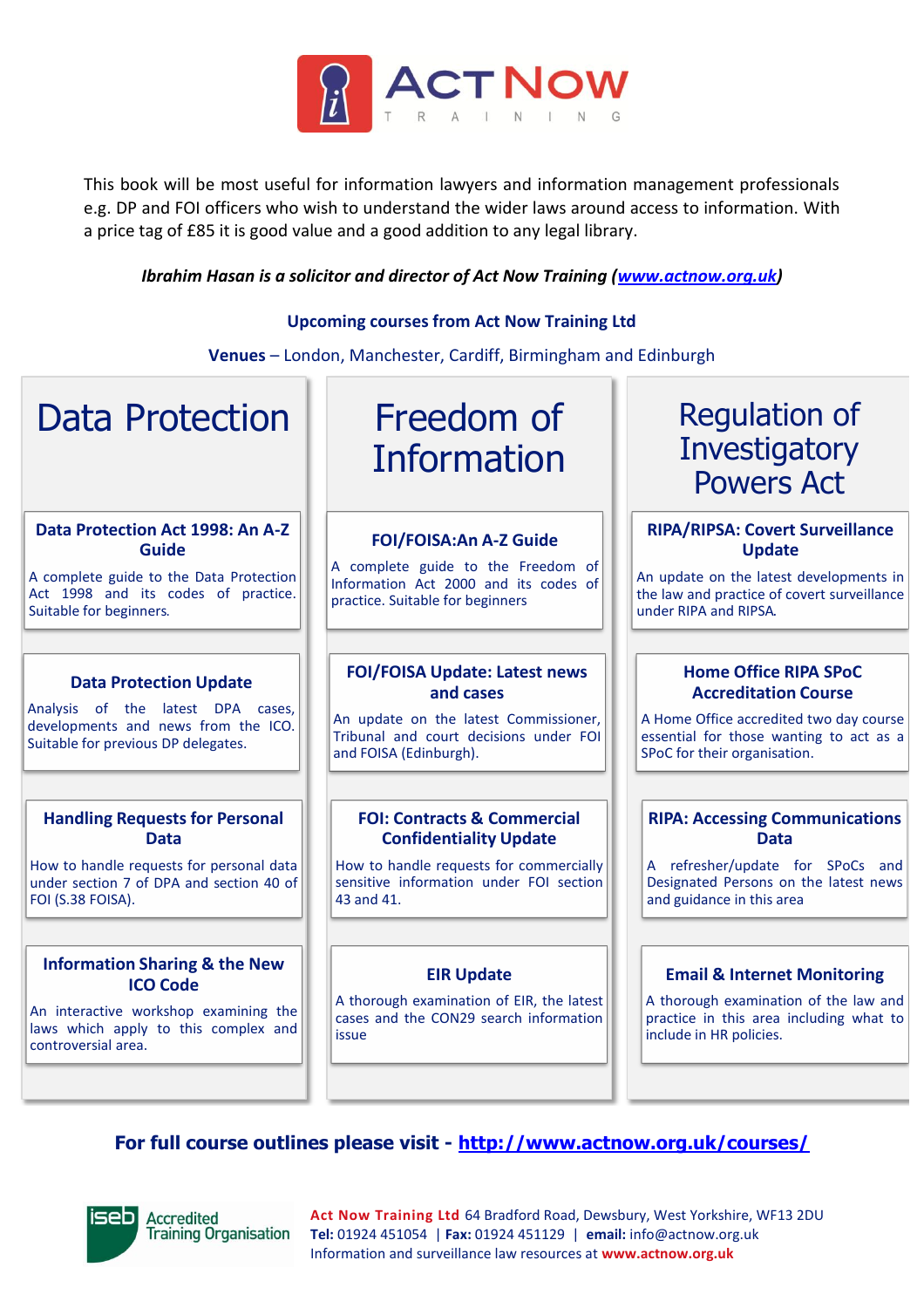This book will be most useful for information lawyers and information management professionals e.g. DP and FOI officers who wish to understand the wider laws around access to information. With a price tag of £85 it is good value and a good addition to any legal library.

***Ibrahim Hasan is a solicitor and director of Act Now Training ([www.actnow.org.uk](http://www.actnow.org.uk))***

**Upcoming courses from Act Now Training Ltd**

**Venues** – London, Manchester, Cardiff, Birmingham and Edinburgh

# Data Protection

### Data Protection Act 1998: An A-Z Guide

A complete guide to the Data Protection Act 1998 and its codes of practice. Suitable for beginners.

### Data Protection Update

Analysis of the latest DPA cases, developments and news from the ICO. Suitable for previous DP delegates.

### Handling Requests for Personal Data

How to handle requests for personal data under section 7 of DPA and section 40 of FOI (S.38 FOISA).

### Information Sharing & the New ICO Code

An interactive workshop examining the laws which apply to this complex and controversial area.

# Freedom of Information

### FOI/FOISA:An A-Z Guide

A complete guide to the Freedom of Information Act 2000 and its codes of practice. Suitable for beginners

### FOI/FOISA Update: Latest news and cases

An update on the latest Commissioner, Tribunal and court decisions under FOI and FOISA (Edinburgh).

### FOI: Contracts & Commercial Confidentiality Update

How to handle requests for commercially sensitive information under FOI section 43 and 41.

### EIR Update

A thorough examination of EIR, the latest cases and the CON29 search information issue

# Regulation of Investigatory Powers Act

### RIPA/RIPSA: Covert Surveillance Update

An update on the latest developments in the law and practice of covert surveillance under RIPA and RIPSA.

### Home Office RIPA SPoC Accreditation Course

A Home Office accredited two day course essential for those wanting to act as a SPoC for their organisation.

### RIPA: Accessing Communications Data

A refresher/update for SPoCs and Designated Persons on the latest news and guidance in this area

### Email & Internet Monitoring

A thorough examination of the law and practice in this area including what to include in HR policies.

**For full course outlines please visit - [http://www.actnow.org.uk/courses/](http://www.actnow.org.uk/courses/)**

iseb Accredited Training Organisation

**Act Now Training Ltd** 64 Bradford Road, Dewsbury, West Yorkshire, WF13 2DU
**Tel:** 01924 451054 | **Fax:** 01924 451129 | **email:** info@actnow.org.uk
Information and surveillance law resources at **www.actnow.org.uk**